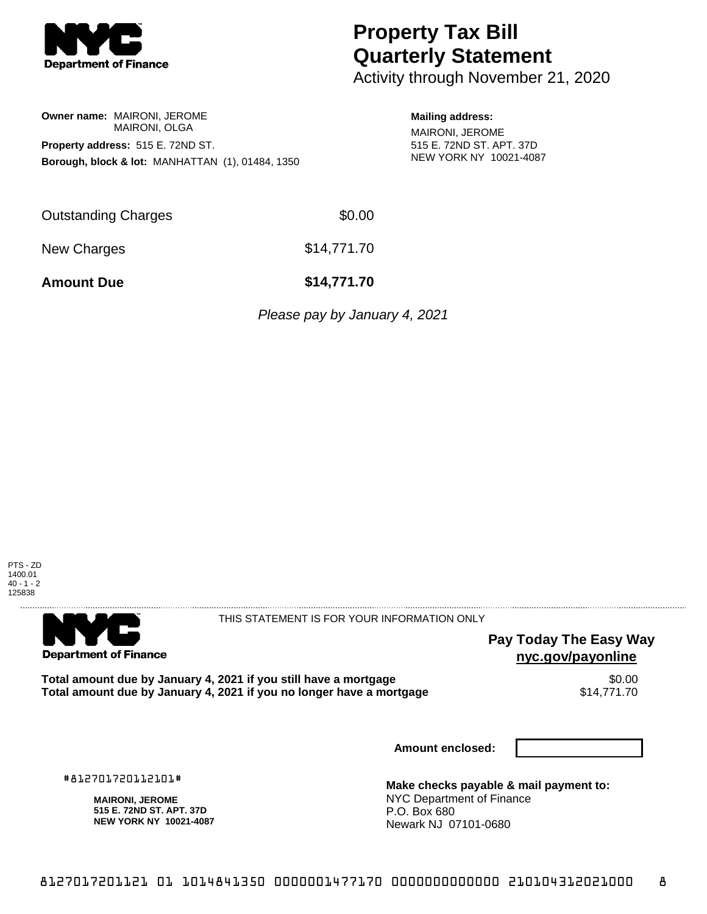**NYC Department of Finance**

# Property Tax Bill Quarterly Statement

Activity through November 21, 2020

**Owner name:** MAIRONI, JEROME
MAIRONI, OLGA

**Property address:** 515 E. 72ND ST.

**Borough, block & lot:** MANHATTAN (1), 01484, 1350

**Mailing address:**
MAIRONI, JEROME
515 E. 72ND ST. APT. 37D
NEW YORK NY 10021-4087

| | |
|---|---|
| Outstanding Charges | $0.00 |
| New Charges | $14,771.70 |
| **Amount Due** | **$14,771.70** |

*Please pay by January 4, 2021*

PTS - ZD
1400.01
40 - 1 - 2
125838

---

**NYC Department of Finance**

THIS STATEMENT IS FOR YOUR INFORMATION ONLY

**Pay Today The Easy Way**
**nyc.gov/payonline**

| | |
|---|---|
| **Total amount due by January 4, 2021 if you still have a mortgage** | $0.00 |
| **Total amount due by January 4, 2021 if you no longer have a mortgage** | $14,771.70 |

**Amount enclosed:**

#812701720112101#

**MAIRONI, JEROME**
**515 E. 72ND ST. APT. 37D**
**NEW YORK NY 10021-4087**

**Make checks payable & mail payment to:**
NYC Department of Finance
P.O. Box 680
Newark NJ 07101-0680

8127017201121 01 1014841350 0000001477170 0000000000000 210104312021000 8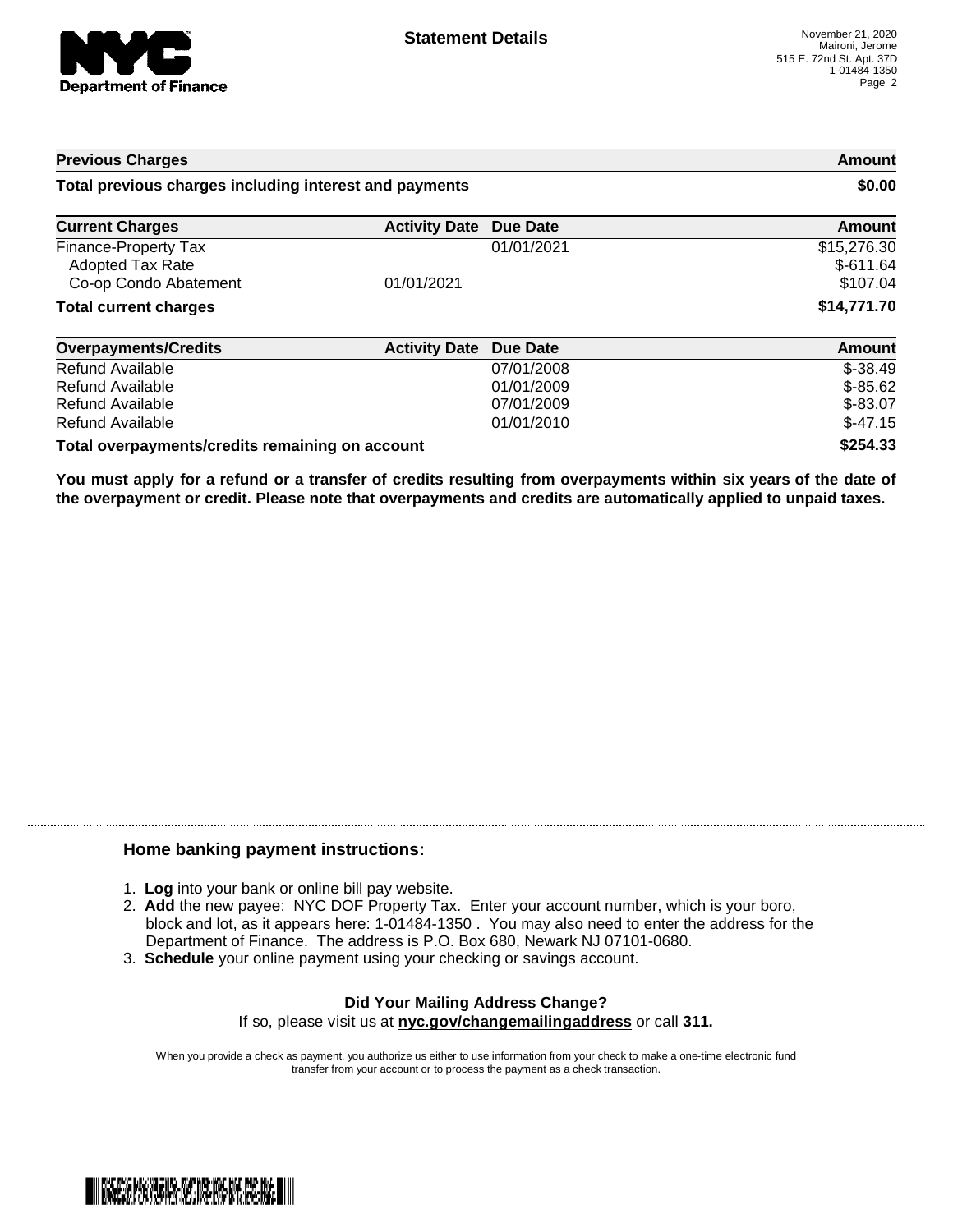## Statement Details

November 21, 2020
Maironi, Jerome
515 E. 72nd St. Apt. 37D
1-01484-1350

| Previous Charges | | | Amount |
|---|---|---|---|
| **Total previous charges including interest and payments** | | | **$0.00** |

| Current Charges | Activity Date | Due Date | Amount |
|---|---|---|---|
| Finance-Property Tax | | 01/01/2021 | $15,276.30 |
| Adopted Tax Rate | | | $-611.64 |
| Co-op Condo Abatement | 01/01/2021 | | $107.04 |
| **Total current charges** | | | **$14,771.70** |

| Overpayments/Credits | Activity Date | Due Date | Amount |
|---|---|---|---|
| Refund Available | | 07/01/2008 | $-38.49 |
| Refund Available | | 01/01/2009 | $-85.62 |
| Refund Available | | 07/01/2009 | $-83.07 |
| Refund Available | | 01/01/2010 | $-47.15 |
| **Total overpayments/credits remaining on account** | | | **$254.33** |

**You must apply for a refund or a transfer of credits resulting from overpayments within six years of the date of the overpayment or credit. Please note that overpayments and credits are automatically applied to unpaid taxes.**

### Home banking payment instructions:

1. **Log** into your bank or online bill pay website.
2. **Add** the new payee: NYC DOF Property Tax. Enter your account number, which is your boro, block and lot, as it appears here: 1-01484-1350 . You may also need to enter the address for the Department of Finance. The address is P.O. Box 680, Newark NJ 07101-0680.
3. **Schedule** your online payment using your checking or savings account.

**Did Your Mailing Address Change?**
If so, please visit us at **nyc.gov/changemailingaddress** or call **311.**

When you provide a check as payment, you authorize us either to use information from your check to make a one-time electronic fund transfer from your account or to process the payment as a check transaction.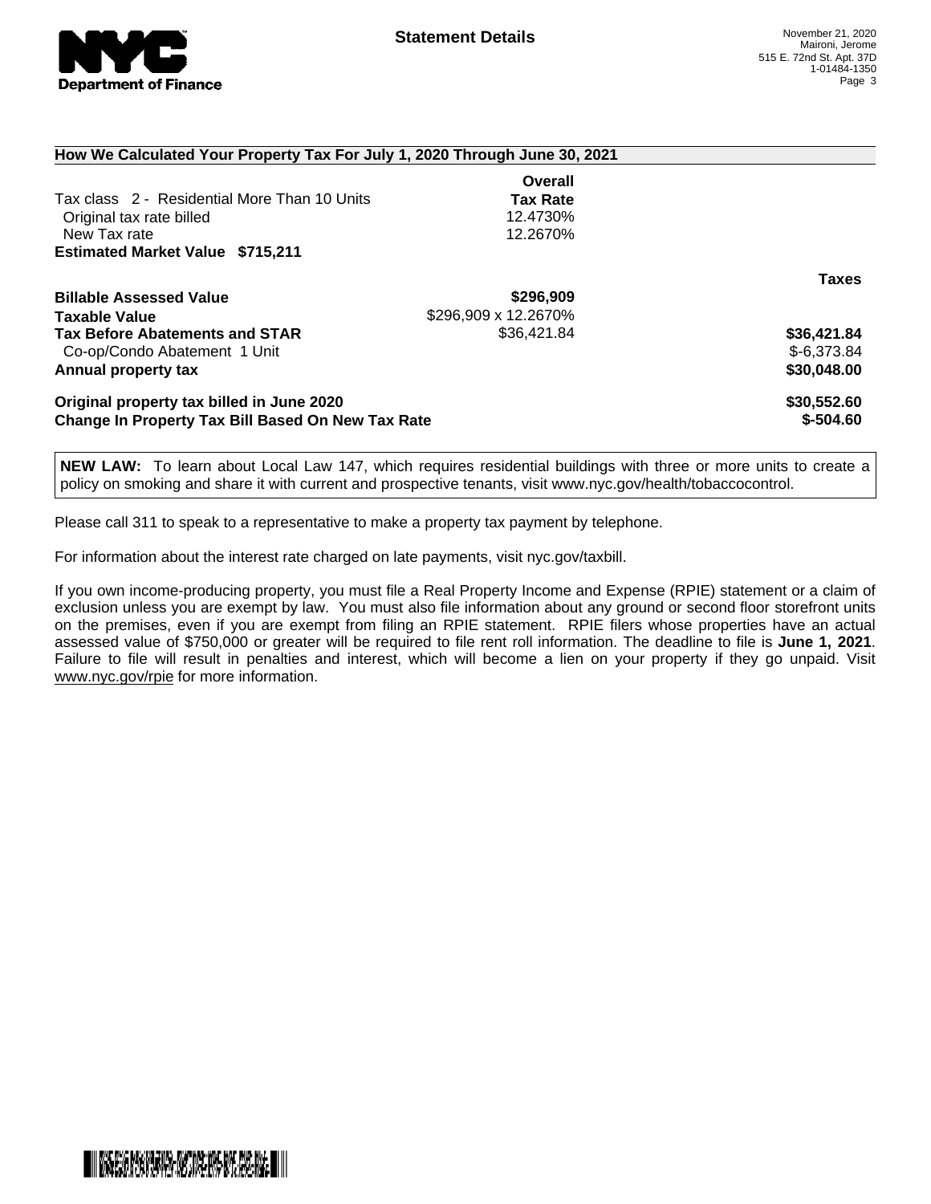## Statement Details

November 21, 2020
Maironi, Jerome
515 E. 72nd St. Apt. 37D
1-01484-1350

### How We Calculated Your Property Tax For July 1, 2020 Through June 30, 2021

| | | |
|---|---|---|
| Tax class 2 - Residential More Than 10 Units | **Overall Tax Rate** | |
| Original tax rate billed | 12.4730% | |
| New Tax rate | 12.2670% | |
| **Estimated Market Value $715,211** | | |
| | | **Taxes** |
| **Billable Assessed Value** | **$296,909** | |
| **Taxable Value** | $296,909 x 12.2670% | |
| **Tax Before Abatements and STAR** | $36,421.84 | **$36,421.84** |
| Co-op/Condo Abatement 1 Unit | | $-6,373.84 |
| **Annual property tax** | | **$30,048.00** |
| **Original property tax billed in June 2020** | | **$30,552.60** |
| **Change In Property Tax Bill Based On New Tax Rate** | | **$-504.60** |

**NEW LAW:** To learn about Local Law 147, which requires residential buildings with three or more units to create a policy on smoking and share it with current and prospective tenants, visit www.nyc.gov/health/tobaccocontrol.

Please call 311 to speak to a representative to make a property tax payment by telephone.

For information about the interest rate charged on late payments, visit nyc.gov/taxbill.

If you own income-producing property, you must file a Real Property Income and Expense (RPIE) statement or a claim of exclusion unless you are exempt by law. You must also file information about any ground or second floor storefront units on the premises, even if you are exempt from filing an RPIE statement. RPIE filers whose properties have an actual assessed value of $750,000 or greater will be required to file rent roll information. The deadline to file is **June 1, 2021**. Failure to file will result in penalties and interest, which will become a lien on your property if they go unpaid. Visit www.nyc.gov/rpie for more information.